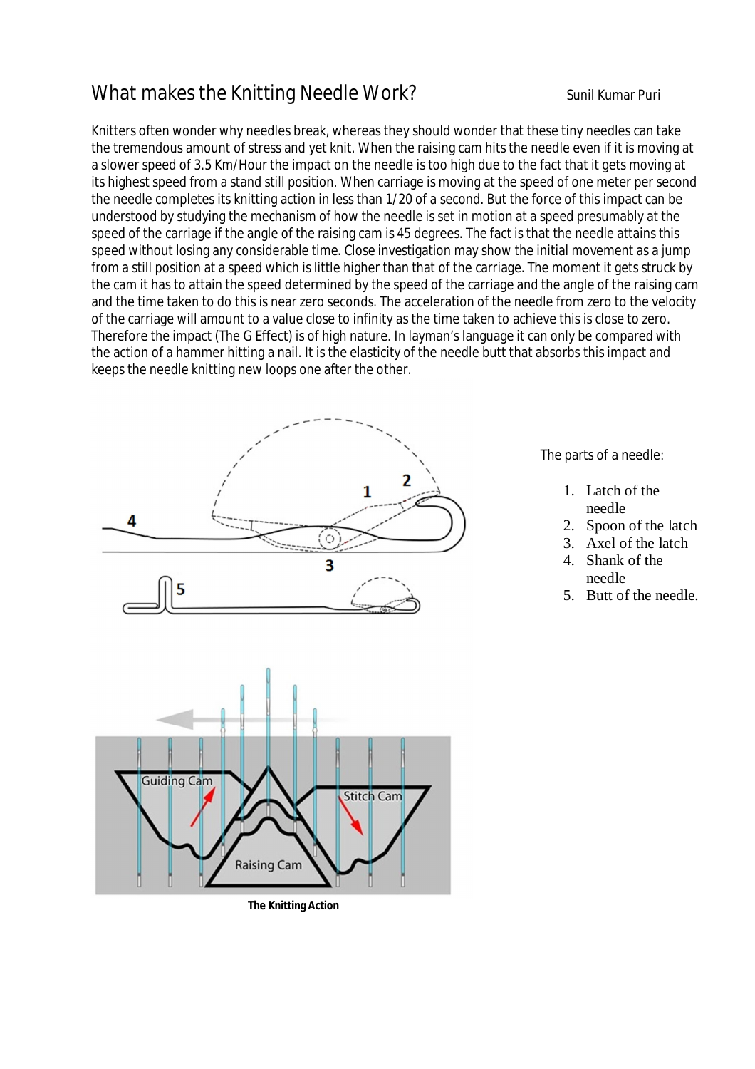# What makes the Knitting Needle Work?

Sunil Kumar Puri

Knitters often wonder why needles break, whereas they should wonder that these tiny needles can take the tremendous amount of stress and yet knit. When the raising cam hits the needle even if it is moving at a slower speed of 3.5 Km/Hour the impact on the needle is too high due to the fact that it gets moving at its highest speed from a stand still position. When carriage is moving at the speed of one meter per second the needle completes its knitting action in less than 1/20 of a second. But the force of this impact can be understood by studying the mechanism of how the needle is set in motion at a speed presumably at the speed of the carriage if the angle of the raising cam is 45 degrees. The fact is that the needle attains this speed without losing any considerable time. Close investigation may show the initial movement as a jump from a still position at a speed which is little higher than that of the carriage. The moment it gets struck by the cam it has to attain the speed determined by the speed of the carriage and the angle of the raising cam and the time taken to do this is near zero seconds. The acceleration of the needle from zero to the velocity of the carriage will amount to a value close to infinity as the time taken to achieve this is close to zero. Therefore the impact (The G Effect) is of high nature. In layman's language it can only be compared with the action of a hammer hitting a nail. It is the elasticity of the needle butt that absorbs this impact and keeps the needle knitting new loops one after the other.

The parts of a needle:

1. Latch of the needle
2. Spoon of the latch
3. Axel of the latch
4. Shank of the needle
5. Butt of the needle.

**The Knitting Action**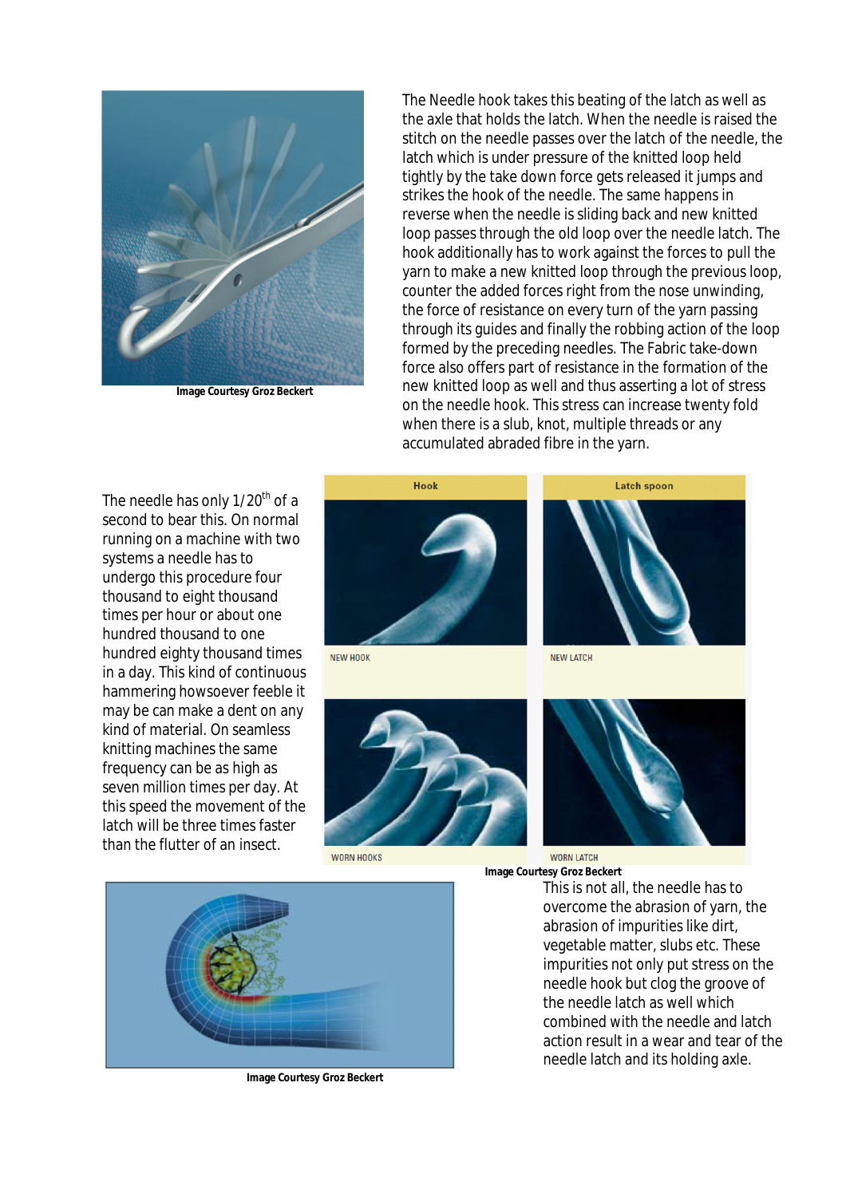Image Courtesy Groz Beckert

The Needle hook takes this beating of the latch as well as the axle that holds the latch. When the needle is raised the stitch on the needle passes over the latch of the needle, the latch which is under pressure of the knitted loop held tightly by the take down force gets released it jumps and strikes the hook of the needle. The same happens in reverse when the needle is sliding back and new knitted loop passes through the old loop over the needle latch. The hook additionally has to work against the forces to pull the yarn to make a new knitted loop through the previous loop, counter the added forces right from the nose unwinding, the force of resistance on every turn of the yarn passing through its guides and finally the robbing action of the loop formed by the preceding needles. The Fabric take-down force also offers part of resistance in the formation of the new knitted loop as well and thus asserting a lot of stress on the needle hook. This stress can increase twenty fold when there is a slub, knot, multiple threads or any accumulated abraded fibre in the yarn.

The needle has only 1/20th of a second to bear this. On normal running on a machine with two systems a needle has to undergo this procedure four thousand to eight thousand times per hour or about one hundred thousand to one hundred eighty thousand times in a day. This kind of continuous hammering howsoever feeble it may be can make a dent on any kind of material. On seamless knitting machines the same frequency can be as high as seven million times per day. At this speed the movement of the latch will be three times faster than the flutter of an insect.

| Hook | Latch spoon |
|---|---|
| NEW HOOK | NEW LATCH |
| WORN HOOKS | WORN LATCH |

Image Courtesy Groz Beckert

Image Courtesy Groz Beckert

This is not all, the needle has to overcome the abrasion of yarn, the abrasion of impurities like dirt, vegetable matter, slubs etc. These impurities not only put stress on the needle hook but clog the groove of the needle latch as well which combined with the needle and latch action result in a wear and tear of the needle latch and its holding axle.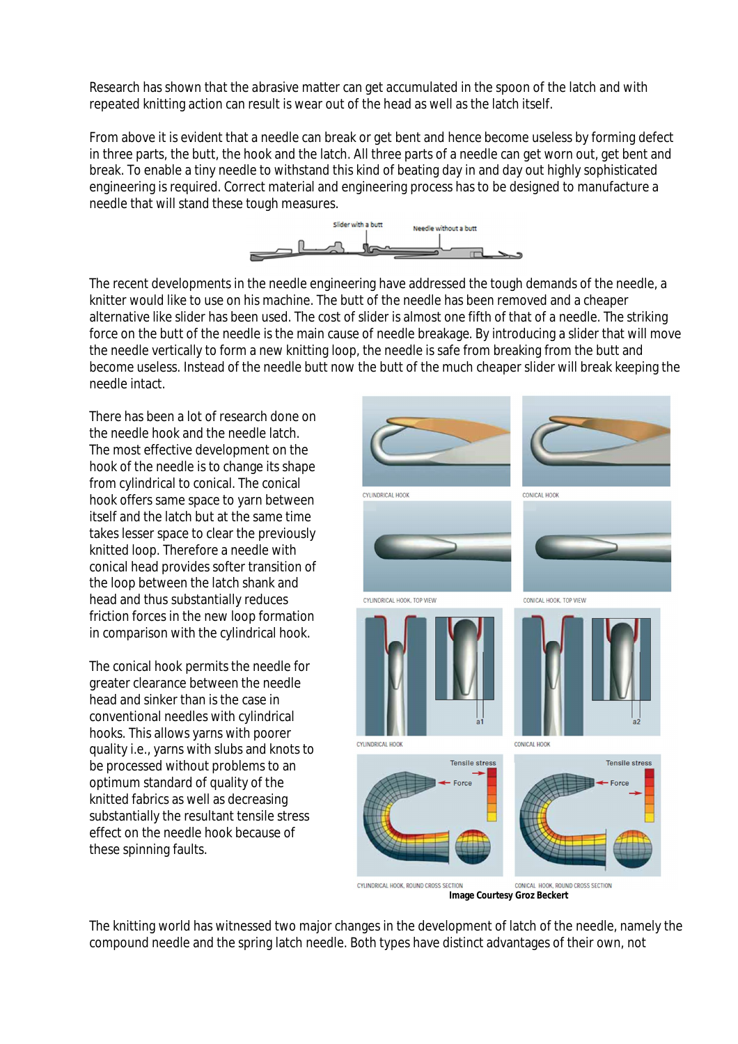Research has shown that the abrasive matter can get accumulated in the spoon of the latch and with repeated knitting action can result is wear out of the head as well as the latch itself.

From above it is evident that a needle can break or get bent and hence become useless by forming defect in three parts, the butt, the hook and the latch. All three parts of a needle can get worn out, get bent and break. To enable a tiny needle to withstand this kind of beating day in and day out highly sophisticated engineering is required. Correct material and engineering process has to be designed to manufacture a needle that will stand these tough measures.

The recent developments in the needle engineering have addressed the tough demands of the needle, a knitter would like to use on his machine. The butt of the needle has been removed and a cheaper alternative like slider has been used. The cost of slider is almost one fifth of that of a needle. The striking force on the butt of the needle is the main cause of needle breakage. By introducing a slider that will move the needle vertically to form a new knitting loop, the needle is safe from breaking from the butt and become useless. Instead of the needle butt now the butt of the much cheaper slider will break keeping the needle intact.

There has been a lot of research done on the needle hook and the needle latch. The most effective development on the hook of the needle is to change its shape from cylindrical to conical. The conical hook offers same space to yarn between itself and the latch but at the same time takes lesser space to clear the previously knitted loop. Therefore a needle with conical head provides softer transition of the loop between the latch shank and head and thus substantially reduces friction forces in the new loop formation in comparison with the cylindrical hook.

The conical hook permits the needle for greater clearance between the needle head and sinker than is the case in conventional needles with cylindrical hooks. This allows yarns with poorer quality i.e., yarns with slubs and knots to be processed without problems to an optimum standard of quality of the knitted fabrics as well as decreasing substantially the resultant tensile stress effect on the needle hook because of these spinning faults.

**Image Courtesy Groz Beckert**

The knitting world has witnessed two major changes in the development of latch of the needle, namely the compound needle and the spring latch needle. Both types have distinct advantages of their own, not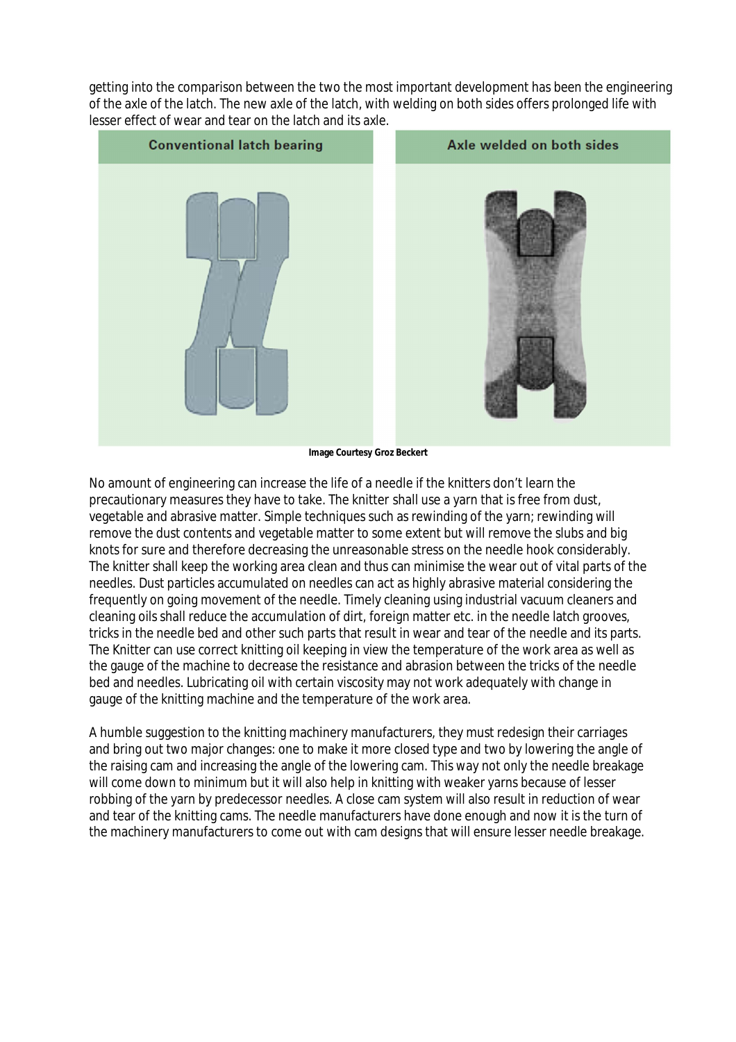getting into the comparison between the two the most important development has been the engineering of the axle of the latch. The new axle of the latch, with welding on both sides offers prolonged life with lesser effect of wear and tear on the latch and its axle.

Conventional latch bearing

Axle welded on both sides

**Image Courtesy Groz Beckert**

No amount of engineering can increase the life of a needle if the knitters don't learn the precautionary measures they have to take. The knitter shall use a yarn that is free from dust, vegetable and abrasive matter. Simple techniques such as rewinding of the yarn; rewinding will remove the dust contents and vegetable matter to some extent but will remove the slubs and big knots for sure and therefore decreasing the unreasonable stress on the needle hook considerably. The knitter shall keep the working area clean and thus can minimise the wear out of vital parts of the needles. Dust particles accumulated on needles can act as highly abrasive material considering the frequently on going movement of the needle. Timely cleaning using industrial vacuum cleaners and cleaning oils shall reduce the accumulation of dirt, foreign matter etc. in the needle latch grooves, tricks in the needle bed and other such parts that result in wear and tear of the needle and its parts. The Knitter can use correct knitting oil keeping in view the temperature of the work area as well as the gauge of the machine to decrease the resistance and abrasion between the tricks of the needle bed and needles. Lubricating oil with certain viscosity may not work adequately with change in gauge of the knitting machine and the temperature of the work area.

A humble suggestion to the knitting machinery manufacturers, they must redesign their carriages and bring out two major changes: one to make it more closed type and two by lowering the angle of the raising cam and increasing the angle of the lowering cam. This way not only the needle breakage will come down to minimum but it will also help in knitting with weaker yarns because of lesser robbing of the yarn by predecessor needles. A close cam system will also result in reduction of wear and tear of the knitting cams. The needle manufacturers have done enough and now it is the turn of the machinery manufacturers to come out with cam designs that will ensure lesser needle breakage.